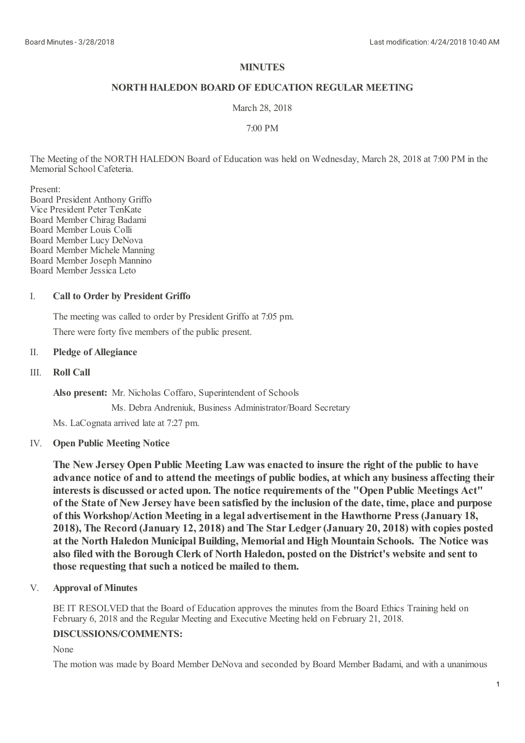**MINUTES**

**NORTH HALEDON BOARD OF EDUCATION REGULAR MEETING**

March 28, 2018

7:00 PM

The Meeting of the NORTH HALEDON Board of Education was held on Wednesday, March 28, 2018 at 7:00 PM in the Memorial School Cafeteria.

Present:
Board President Anthony Griffo
Vice President Peter TenKate
Board Member Chirag Badami
Board Member Louis Colli
Board Member Lucy DeNova
Board Member Michele Manning
Board Member Joseph Mannino
Board Member Jessica Leto

I. **Call to Order by President Griffo**

The meeting was called to order by President Griffo at 7:05 pm.

There were forty five members of the public present.

II. **Pledge of Allegiance**

III. **Roll Call**

**Also present:** Mr. Nicholas Coffaro, Superintendent of Schools

Ms. Debra Andreniuk, Business Administrator/Board Secretary

Ms. LaCognata arrived late at 7:27 pm.

IV. **Open Public Meeting Notice**

**The New Jersey Open Public Meeting Law was enacted to insure the right of the public to have advance notice of and to attend the meetings of public bodies, at which any business affecting their interests is discussed or acted upon. The notice requirements of the "Open Public Meetings Act" of the State of New Jersey have been satisfied by the inclusion of the date, time, place and purpose of this Workshop/Action Meeting in a legal advertisement in the Hawthorne Press (January 18, 2018), The Record (January 12, 2018) and The Star Ledger (January 20, 2018) with copies posted at the North Haledon Municipal Building, Memorial and High Mountain Schools. The Notice was also filed with the Borough Clerk of North Haledon, posted on the District's website and sent to those requesting that such a noticed be mailed to them.**

V. **Approval of Minutes**

BE IT RESOLVED that the Board of Education approves the minutes from the Board Ethics Training held on February 6, 2018 and the Regular Meeting and Executive Meeting held on February 21, 2018.

**DISCUSSIONS/COMMENTS:**

None

The motion was made by Board Member DeNova and seconded by Board Member Badami, and with a unanimous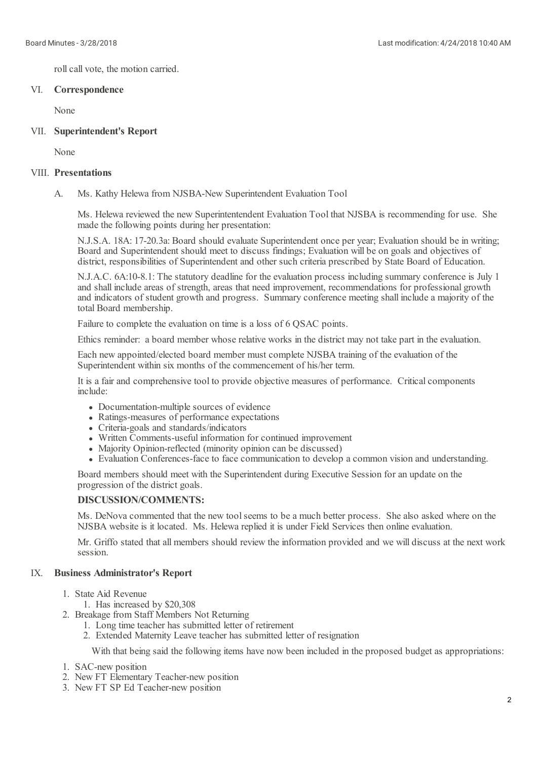roll call vote, the motion carried.

## VI. Correspondence

None

## VII. Superintendent's Report

None

## VIII. Presentations

### A. Ms. Kathy Helewa from NJSBA-New Superintendent Evaluation Tool

Ms. Helewa reviewed the new Superintentendent Evaluation Tool that NJSBA is recommending for use. She made the following points during her presentation:

N.J.S.A. 18A: 17-20.3a: Board should evaluate Superintendent once per year; Evaluation should be in writing; Board and Superintendent should meet to discuss findings; Evaluation will be on goals and objectives of district, responsibilities of Superintendent and other such criteria prescribed by State Board of Education.

N.J.A.C. 6A:10-8.1: The statutory deadline for the evaluation process including summary conference is July 1 and shall include areas of strength, areas that need improvement, recommendations for professional growth and indicators of student growth and progress. Summary conference meeting shall include a majority of the total Board membership.

Failure to complete the evaluation on time is a loss of 6 QSAC points.

Ethics reminder: a board member whose relative works in the district may not take part in the evaluation.

Each new appointed/elected board member must complete NJSBA training of the evaluation of the Superintendent within six months of the commencement of his/her term.

It is a fair and comprehensive tool to provide objective measures of performance. Critical components include:

- Documentation-multiple sources of evidence
- Ratings-measures of performance expectations
- Criteria-goals and standards/indicators
- Written Comments-useful information for continued improvement
- Majority Opinion-reflected (minority opinion can be discussed)
- Evaluation Conferences-face to face communication to develop a common vision and understanding.

Board members should meet with the Superintendent during Executive Session for an update on the progression of the district goals.

**DISCUSSION/COMMENTS:**

Ms. DeNova commented that the new tool seems to be a much better process. She also asked where on the NJSBA website is it located. Ms. Helewa replied it is under Field Services then online evaluation.

Mr. Griffo stated that all members should review the information provided and we will discuss at the next work session.

## IX. Business Administrator's Report

1. State Aid Revenue
   1. Has increased by $20,308
2. Breakage from Staff Members Not Returning
   1. Long time teacher has submitted letter of retirement
   2. Extended Maternity Leave teacher has submitted letter of resignation

   With that being said the following items have now been included in the proposed budget as appropriations:

1. SAC-new position
2. New FT Elementary Teacher-new position
3. New FT SP Ed Teacher-new position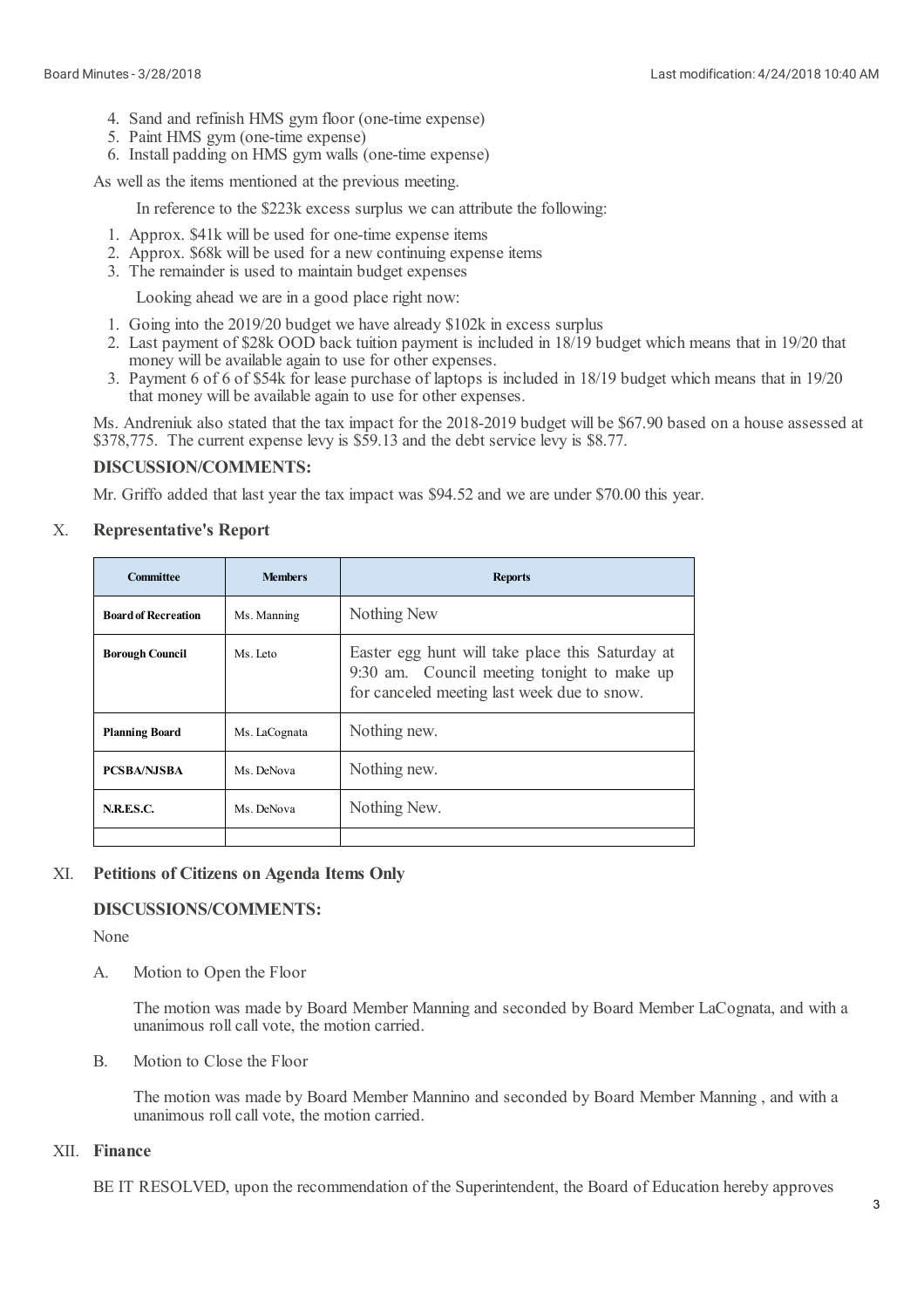4. Sand and refinish HMS gym floor (one-time expense)
5. Paint HMS gym (one-time expense)
6. Install padding on HMS gym walls (one-time expense)

As well as the items mentioned at the previous meeting.

In reference to the $223k excess surplus we can attribute the following:

1. Approx. $41k will be used for one-time expense items
2. Approx. $68k will be used for a new continuing expense items
3. The remainder is used to maintain budget expenses

Looking ahead we are in a good place right now:

1. Going into the 2019/20 budget we have already $102k in excess surplus
2. Last payment of $28k OOD back tuition payment is included in 18/19 budget which means that in 19/20 that money will be available again to use for other expenses.
3. Payment 6 of 6 of $54k for lease purchase of laptops is included in 18/19 budget which means that in 19/20 that money will be available again to use for other expenses.

Ms. Andreniuk also stated that the tax impact for the 2018-2019 budget will be $67.90 based on a house assessed at $378,775. The current expense levy is $59.13 and the debt service levy is $8.77.

### DISCUSSION/COMMENTS:

Mr. Griffo added that last year the tax impact was $94.52 and we are under $70.00 this year.

## X. Representative's Report

| Committee | Members | Reports |
|---|---|---|
| **Board of Recreation** | Ms. Manning | Nothing New |
| **Borough Council** | Ms. Leto | Easter egg hunt will take place this Saturday at 9:30 am. Council meeting tonight to make up for canceled meeting last week due to snow. |
| **Planning Board** | Ms. LaCognata | Nothing new. |
| **PCSBA/NJSBA** | Ms. DeNova | Nothing new. |
| **N.R.E.S.C.** | Ms. DeNova | Nothing New. |
| | | |

## XI. Petitions of Citizens on Agenda Items Only

### DISCUSSIONS/COMMENTS:

None

A. Motion to Open the Floor

The motion was made by Board Member Manning and seconded by Board Member LaCognata, and with a unanimous roll call vote, the motion carried.

B. Motion to Close the Floor

The motion was made by Board Member Mannino and seconded by Board Member Manning , and with a unanimous roll call vote, the motion carried.

## XII. Finance

BE IT RESOLVED, upon the recommendation of the Superintendent, the Board of Education hereby approves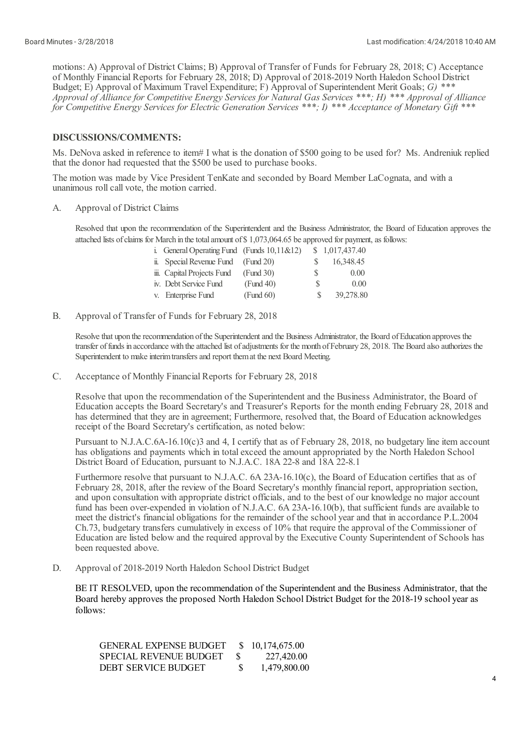motions: A) Approval of District Claims; B) Approval of Transfer of Funds for February 28, 2018; C) Acceptance of Monthly Financial Reports for February 28, 2018; D) Approval of 2018-2019 North Haledon School District Budget; E) Approval of Maximum Travel Expenditure; F) Approval of Superintendent Merit Goals; *G) *** Approval of Alliance for Competitive Energy Services for Natural Gas Services ***; H) *** Approval of Alliance for Competitive Energy Services for Electric Generation Services ***; I) *** Acceptance of Monetary Gift ****

## DISCUSSIONS/COMMENTS:

Ms. DeNova asked in reference to item# I what is the donation of $500 going to be used for? Ms. Andreniuk replied that the donor had requested that the $500 be used to purchase books.

The motion was made by Vice President TenKate and seconded by Board Member LaCognata, and with a unanimous roll call vote, the motion carried.

A. Approval of District Claims

Resolved that upon the recommendation of the Superintendent and the Business Administrator, the Board of Education approves the attached lists of claims for March in the total amount of $ 1,073,064.65 be approved for payment, as follows:

| | | | |
|---|---|---|---|
| i. General Operating Fund | (Funds 10,11&12) | $ | 1,017,437.40 |
| ii. Special Revenue Fund | (Fund 20) | $ | 16,348.45 |
| iii. Capital Projects Fund | (Fund 30) | $ | 0.00 |
| iv. Debt Service Fund | (Fund 40) | $ | 0.00 |
| v. Enterprise Fund | (Fund 60) | $ | 39,278.80 |

B. Approval of Transfer of Funds for February 28, 2018

Resolve that upon the recommendation of the Superintendent and the Business Administrator, the Board of Education approves the transfer of funds in accordance with the attached list of adjustments for the month of February 28, 2018. The Board also authorizes the Superintendent to make interim transfers and report them at the next Board Meeting.

C. Acceptance of Monthly Financial Reports for February 28, 2018

Resolve that upon the recommendation of the Superintendent and the Business Administrator, the Board of Education accepts the Board Secretary's and Treasurer's Reports for the month ending February 28, 2018 and has determined that they are in agreement; Furthermore, resolved that, the Board of Education acknowledges receipt of the Board Secretary's certification, as noted below:

Pursuant to N.J.A.C.6A-16.10(c)3 and 4, I certify that as of February 28, 2018, no budgetary line item account has obligations and payments which in total exceed the amount appropriated by the North Haledon School District Board of Education, pursuant to N.J.A.C. 18A 22-8 and 18A 22-8.1

Furthermore resolve that pursuant to N.J.A.C. 6A 23A-16.10(c), the Board of Education certifies that as of February 28, 2018, after the review of the Board Secretary's monthly financial report, appropriation section, and upon consultation with appropriate district officials, and to the best of our knowledge no major account fund has been over-expended in violation of N.J.A.C. 6A 23A-16.10(b), that sufficient funds are available to meet the district's financial obligations for the remainder of the school year and that in accordance P.L.2004 Ch.73, budgetary transfers cumulatively in excess of 10% that require the approval of the Commissioner of Education are listed below and the required approval by the Executive County Superintendent of Schools has been requested above.

D. Approval of 2018-2019 North Haledon School District Budget

BE IT RESOLVED, upon the recommendation of the Superintendent and the Business Administrator, that the Board hereby approves the proposed North Haledon School District Budget for the 2018-19 school year as follows:

| | | |
|---|---|---|
| GENERAL EXPENSE BUDGET | $ | 10,174,675.00 |
| SPECIAL REVENUE BUDGET | $ | 227,420.00 |
| DEBT SERVICE BUDGET | $ | 1,479,800.00 |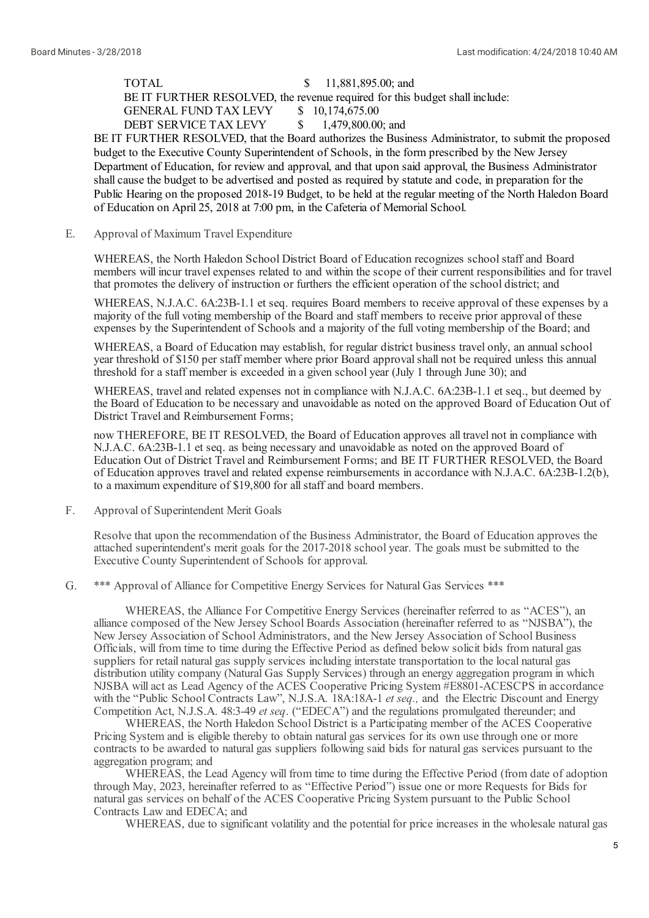TOTAL $ 11,881,895.00; and

BE IT FURTHER RESOLVED, the revenue required for this budget shall include:

GENERAL FUND TAX LEVY $ 10,174,675.00

DEBT SERVICE TAX LEVY $ 1,479,800.00; and

BE IT FURTHER RESOLVED, that the Board authorizes the Business Administrator, to submit the proposed budget to the Executive County Superintendent of Schools, in the form prescribed by the New Jersey Department of Education, for review and approval, and that upon said approval, the Business Administrator shall cause the budget to be advertised and posted as required by statute and code, in preparation for the Public Hearing on the proposed 2018-19 Budget, to be held at the regular meeting of the North Haledon Board of Education on April 25, 2018 at 7:00 pm, in the Cafeteria of Memorial School.

E. Approval of Maximum Travel Expenditure

WHEREAS, the North Haledon School District Board of Education recognizes school staff and Board members will incur travel expenses related to and within the scope of their current responsibilities and for travel that promotes the delivery of instruction or furthers the efficient operation of the school district; and

WHEREAS, N.J.A.C. 6A:23B-1.1 et seq. requires Board members to receive approval of these expenses by a majority of the full voting membership of the Board and staff members to receive prior approval of these expenses by the Superintendent of Schools and a majority of the full voting membership of the Board; and

WHEREAS, a Board of Education may establish, for regular district business travel only, an annual school year threshold of $150 per staff member where prior Board approval shall not be required unless this annual threshold for a staff member is exceeded in a given school year (July 1 through June 30); and

WHEREAS, travel and related expenses not in compliance with N.J.A.C. 6A:23B-1.1 et seq., but deemed by the Board of Education to be necessary and unavoidable as noted on the approved Board of Education Out of District Travel and Reimbursement Forms;

now THEREFORE, BE IT RESOLVED, the Board of Education approves all travel not in compliance with N.J.A.C. 6A:23B-1.1 et seq. as being necessary and unavoidable as noted on the approved Board of Education Out of District Travel and Reimbursement Forms; and BE IT FURTHER RESOLVED, the Board of Education approves travel and related expense reimbursements in accordance with N.J.A.C. 6A:23B-1.2(b), to a maximum expenditure of $19,800 for all staff and board members.

F. Approval of Superintendent Merit Goals

Resolve that upon the recommendation of the Business Administrator, the Board of Education approves the attached superintendent's merit goals for the 2017-2018 school year. The goals must be submitted to the Executive County Superintendent of Schools for approval.

G. *** Approval of Alliance for Competitive Energy Services for Natural Gas Services ***

WHEREAS, the Alliance For Competitive Energy Services (hereinafter referred to as "ACES"), an alliance composed of the New Jersey School Boards Association (hereinafter referred to as "NJSBA"), the New Jersey Association of School Administrators, and the New Jersey Association of School Business Officials, will from time to time during the Effective Period as defined below solicit bids from natural gas suppliers for retail natural gas supply services including interstate transportation to the local natural gas distribution utility company (Natural Gas Supply Services) through an energy aggregation program in which NJSBA will act as Lead Agency of the ACES Cooperative Pricing System #E8801-ACESCPS in accordance with the "Public School Contracts Law", N.J.S.A. 18A:18A-1 *et seq.,* and the Electric Discount and Energy Competition Act, N.J.S.A. 48:3-49 *et seq*. ("EDECA") and the regulations promulgated thereunder; and

WHEREAS, the North Haledon School District is a Participating member of the ACES Cooperative Pricing System and is eligible thereby to obtain natural gas services for its own use through one or more contracts to be awarded to natural gas suppliers following said bids for natural gas services pursuant to the aggregation program; and

WHEREAS, the Lead Agency will from time to time during the Effective Period (from date of adoption through May, 2023, hereinafter referred to as "Effective Period") issue one or more Requests for Bids for natural gas services on behalf of the ACES Cooperative Pricing System pursuant to the Public School Contracts Law and EDECA; and

WHEREAS, due to significant volatility and the potential for price increases in the wholesale natural gas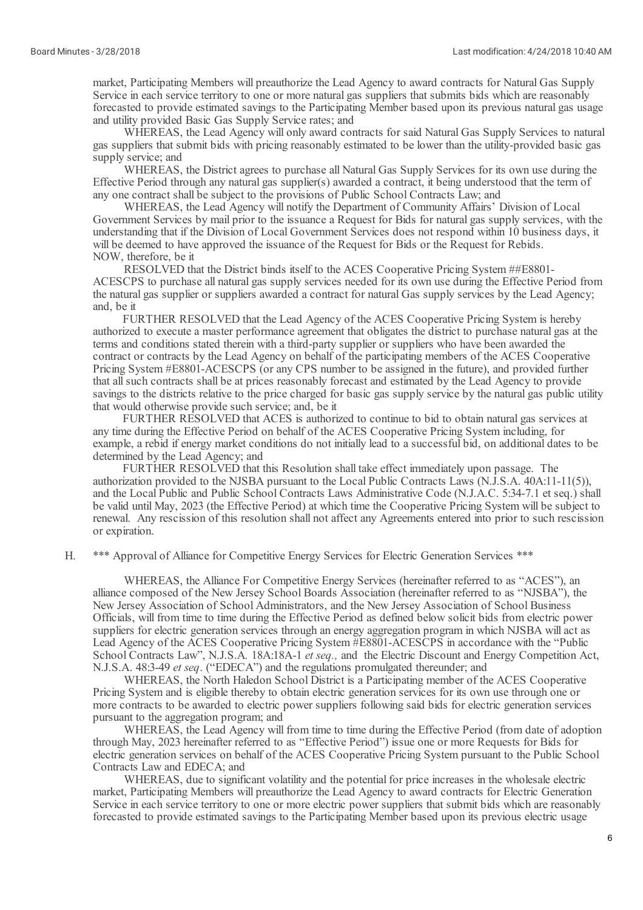market, Participating Members will preauthorize the Lead Agency to award contracts for Natural Gas Supply Service in each service territory to one or more natural gas suppliers that submits bids which are reasonably forecasted to provide estimated savings to the Participating Member based upon its previous natural gas usage and utility provided Basic Gas Supply Service rates; and

WHEREAS, the Lead Agency will only award contracts for said Natural Gas Supply Services to natural gas suppliers that submit bids with pricing reasonably estimated to be lower than the utility-provided basic gas supply service; and

WHEREAS, the District agrees to purchase all Natural Gas Supply Services for its own use during the Effective Period through any natural gas supplier(s) awarded a contract, it being understood that the term of any one contract shall be subject to the provisions of Public School Contracts Law; and

WHEREAS, the Lead Agency will notify the Department of Community Affairs' Division of Local Government Services by mail prior to the issuance a Request for Bids for natural gas supply services, with the understanding that if the Division of Local Government Services does not respond within 10 business days, it will be deemed to have approved the issuance of the Request for Bids or the Request for Rebids.

NOW, therefore, be it

RESOLVED that the District binds itself to the ACES Cooperative Pricing System ##E8801-ACESCPS to purchase all natural gas supply services needed for its own use during the Effective Period from the natural gas supplier or suppliers awarded a contract for natural Gas supply services by the Lead Agency; and, be it

FURTHER RESOLVED that the Lead Agency of the ACES Cooperative Pricing System is hereby authorized to execute a master performance agreement that obligates the district to purchase natural gas at the terms and conditions stated therein with a third-party supplier or suppliers who have been awarded the contract or contracts by the Lead Agency on behalf of the participating members of the ACES Cooperative Pricing System #E8801-ACESCPS (or any CPS number to be assigned in the future), and provided further that all such contracts shall be at prices reasonably forecast and estimated by the Lead Agency to provide savings to the districts relative to the price charged for basic gas supply service by the natural gas public utility that would otherwise provide such service; and, be it

FURTHER RESOLVED that ACES is authorized to continue to bid to obtain natural gas services at any time during the Effective Period on behalf of the ACES Cooperative Pricing System including, for example, a rebid if energy market conditions do not initially lead to a successful bid, on additional dates to be determined by the Lead Agency; and

FURTHER RESOLVED that this Resolution shall take effect immediately upon passage. The authorization provided to the NJSBA pursuant to the Local Public Contracts Laws (N.J.S.A. 40A:11-11(5)), and the Local Public and Public School Contracts Laws Administrative Code (N.J.A.C. 5:34-7.1 et seq.) shall be valid until May, 2023 (the Effective Period) at which time the Cooperative Pricing System will be subject to renewal. Any rescission of this resolution shall not affect any Agreements entered into prior to such rescission or expiration.

H. *** Approval of Alliance for Competitive Energy Services for Electric Generation Services ***

WHEREAS, the Alliance For Competitive Energy Services (hereinafter referred to as "ACES"), an alliance composed of the New Jersey School Boards Association (hereinafter referred to as "NJSBA"), the New Jersey Association of School Administrators, and the New Jersey Association of School Business Officials, will from time to time during the Effective Period as defined below solicit bids from electric power suppliers for electric generation services through an energy aggregation program in which NJSBA will act as Lead Agency of the ACES Cooperative Pricing System #E8801-ACESCPS in accordance with the "Public School Contracts Law", N.J.S.A. 18A:18A-1 *et seq.,* and the Electric Discount and Energy Competition Act, N.J.S.A. 48:3-49 *et seq*. ("EDECA") and the regulations promulgated thereunder; and

WHEREAS, the North Haledon School District is a Participating member of the ACES Cooperative Pricing System and is eligible thereby to obtain electric generation services for its own use through one or more contracts to be awarded to electric power suppliers following said bids for electric generation services pursuant to the aggregation program; and

WHEREAS, the Lead Agency will from time to time during the Effective Period (from date of adoption through May, 2023 hereinafter referred to as "Effective Period") issue one or more Requests for Bids for electric generation services on behalf of the ACES Cooperative Pricing System pursuant to the Public School Contracts Law and EDECA; and

WHEREAS, due to significant volatility and the potential for price increases in the wholesale electric market, Participating Members will preauthorize the Lead Agency to award contracts for Electric Generation Service in each service territory to one or more electric power suppliers that submit bids which are reasonably forecasted to provide estimated savings to the Participating Member based upon its previous electric usage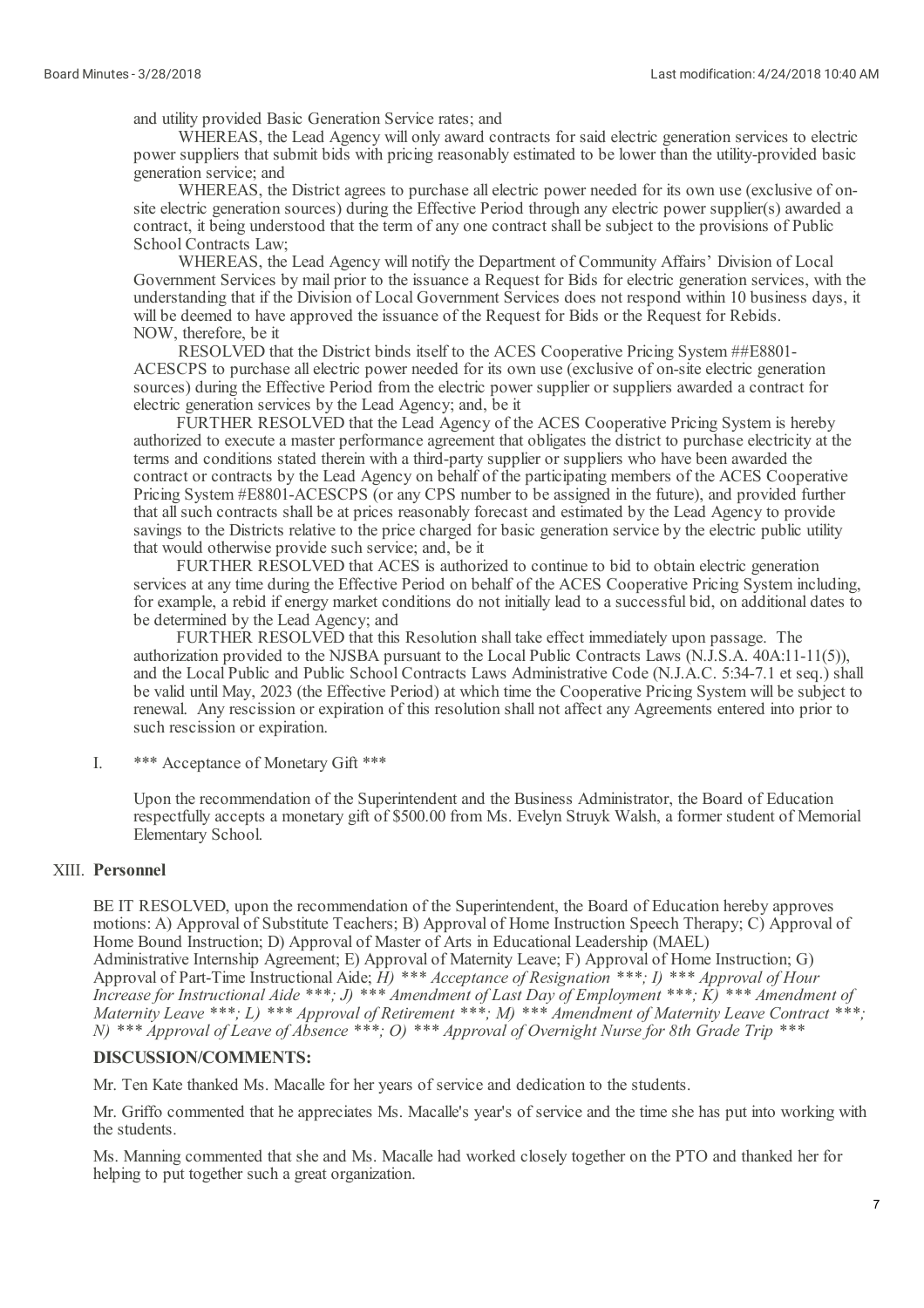and utility provided Basic Generation Service rates; and

WHEREAS, the Lead Agency will only award contracts for said electric generation services to electric power suppliers that submit bids with pricing reasonably estimated to be lower than the utility-provided basic generation service; and

WHEREAS, the District agrees to purchase all electric power needed for its own use (exclusive of on-site electric generation sources) during the Effective Period through any electric power supplier(s) awarded a contract, it being understood that the term of any one contract shall be subject to the provisions of Public School Contracts Law;

WHEREAS, the Lead Agency will notify the Department of Community Affairs' Division of Local Government Services by mail prior to the issuance a Request for Bids for electric generation services, with the understanding that if the Division of Local Government Services does not respond within 10 business days, it will be deemed to have approved the issuance of the Request for Bids or the Request for Rebids.

NOW, therefore, be it

RESOLVED that the District binds itself to the ACES Cooperative Pricing System ##E8801-ACESCPS to purchase all electric power needed for its own use (exclusive of on-site electric generation sources) during the Effective Period from the electric power supplier or suppliers awarded a contract for electric generation services by the Lead Agency; and, be it

FURTHER RESOLVED that the Lead Agency of the ACES Cooperative Pricing System is hereby authorized to execute a master performance agreement that obligates the district to purchase electricity at the terms and conditions stated therein with a third-party supplier or suppliers who have been awarded the contract or contracts by the Lead Agency on behalf of the participating members of the ACES Cooperative Pricing System #E8801-ACESCPS (or any CPS number to be assigned in the future), and provided further that all such contracts shall be at prices reasonably forecast and estimated by the Lead Agency to provide savings to the Districts relative to the price charged for basic generation service by the electric public utility that would otherwise provide such service; and, be it

FURTHER RESOLVED that ACES is authorized to continue to bid to obtain electric generation services at any time during the Effective Period on behalf of the ACES Cooperative Pricing System including, for example, a rebid if energy market conditions do not initially lead to a successful bid, on additional dates to be determined by the Lead Agency; and

FURTHER RESOLVED that this Resolution shall take effect immediately upon passage. The authorization provided to the NJSBA pursuant to the Local Public Contracts Laws (N.J.S.A. 40A:11-11(5)), and the Local Public and Public School Contracts Laws Administrative Code (N.J.A.C. 5:34-7.1 et seq.) shall be valid until May, 2023 (the Effective Period) at which time the Cooperative Pricing System will be subject to renewal. Any rescission or expiration of this resolution shall not affect any Agreements entered into prior to such rescission or expiration.

I. *** Acceptance of Monetary Gift ***

Upon the recommendation of the Superintendent and the Business Administrator, the Board of Education respectfully accepts a monetary gift of $500.00 from Ms. Evelyn Struyk Walsh, a former student of Memorial Elementary School.

## XIII. Personnel

BE IT RESOLVED, upon the recommendation of the Superintendent, the Board of Education hereby approves motions: A) Approval of Substitute Teachers; B) Approval of Home Instruction Speech Therapy; C) Approval of Home Bound Instruction; D) Approval of Master of Arts in Educational Leadership (MAEL) Administrative Internship Agreement; E) Approval of Maternity Leave; F) Approval of Home Instruction; G) Approval of Part-Time Instructional Aide; *H) *** Acceptance of Resignation ***; I) *** Approval of Hour Increase for Instructional Aide ***; J) *** Amendment of Last Day of Employment ***; K) *** Amendment of Maternity Leave ***; L) *** Approval of Retirement ***; M) *** Amendment of Maternity Leave Contract ***; N) *** Approval of Leave of Absence ***; O) *** Approval of Overnight Nurse for 8th Grade Trip ****

**DISCUSSION/COMMENTS:**

Mr. Ten Kate thanked Ms. Macalle for her years of service and dedication to the students.

Mr. Griffo commented that he appreciates Ms. Macalle's year's of service and the time she has put into working with the students.

Ms. Manning commented that she and Ms. Macalle had worked closely together on the PTO and thanked her for helping to put together such a great organization.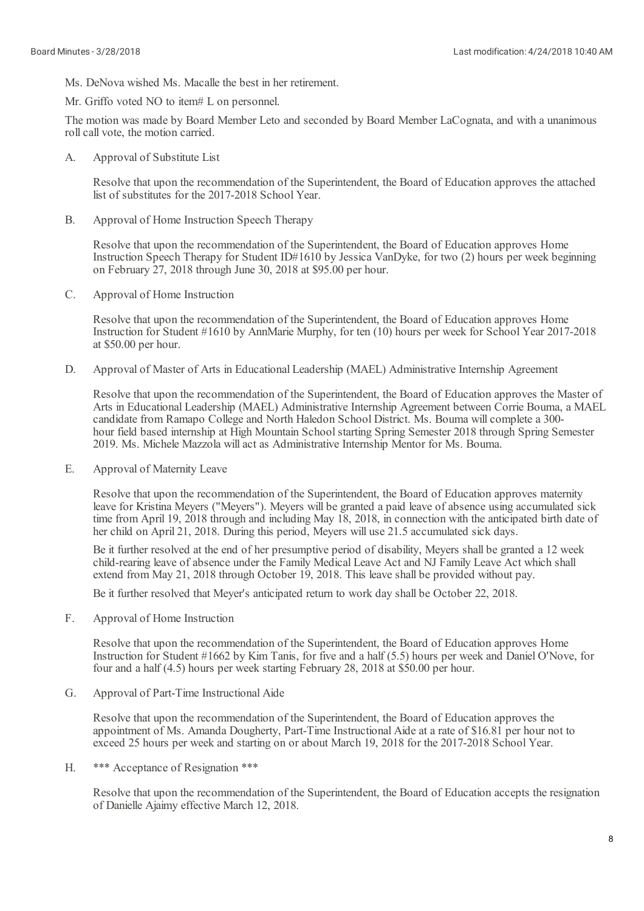Ms. DeNova wished Ms. Macalle the best in her retirement.

Mr. Griffo voted NO to item# L on personnel.

The motion was made by Board Member Leto and seconded by Board Member LaCognata, and with a unanimous roll call vote, the motion carried.

A. Approval of Substitute List

Resolve that upon the recommendation of the Superintendent, the Board of Education approves the attached list of substitutes for the 2017-2018 School Year.

B. Approval of Home Instruction Speech Therapy

Resolve that upon the recommendation of the Superintendent, the Board of Education approves Home Instruction Speech Therapy for Student ID#1610 by Jessica VanDyke, for two (2) hours per week beginning on February 27, 2018 through June 30, 2018 at $95.00 per hour.

C. Approval of Home Instruction

Resolve that upon the recommendation of the Superintendent, the Board of Education approves Home Instruction for Student #1610 by AnnMarie Murphy, for ten (10) hours per week for School Year 2017-2018 at $50.00 per hour.

D. Approval of Master of Arts in Educational Leadership (MAEL) Administrative Internship Agreement

Resolve that upon the recommendation of the Superintendent, the Board of Education approves the Master of Arts in Educational Leadership (MAEL) Administrative Internship Agreement between Corrie Bouma, a MAEL candidate from Ramapo College and North Haledon School District. Ms. Bouma will complete a 300-hour field based internship at High Mountain School starting Spring Semester 2018 through Spring Semester 2019. Ms. Michele Mazzola will act as Administrative Internship Mentor for Ms. Bouma.

E. Approval of Maternity Leave

Resolve that upon the recommendation of the Superintendent, the Board of Education approves maternity leave for Kristina Meyers ("Meyers"). Meyers will be granted a paid leave of absence using accumulated sick time from April 19, 2018 through and including May 18, 2018, in connection with the anticipated birth date of her child on April 21, 2018. During this period, Meyers will use 21.5 accumulated sick days.

Be it further resolved at the end of her presumptive period of disability, Meyers shall be granted a 12 week child-rearing leave of absence under the Family Medical Leave Act and NJ Family Leave Act which shall extend from May 21, 2018 through October 19, 2018. This leave shall be provided without pay.

Be it further resolved that Meyer's anticipated return to work day shall be October 22, 2018.

F. Approval of Home Instruction

Resolve that upon the recommendation of the Superintendent, the Board of Education approves Home Instruction for Student #1662 by Kim Tanis, for five and a half (5.5) hours per week and Daniel O'Nove, for four and a half (4.5) hours per week starting February 28, 2018 at $50.00 per hour.

G. Approval of Part-Time Instructional Aide

Resolve that upon the recommendation of the Superintendent, the Board of Education approves the appointment of Ms. Amanda Dougherty, Part-Time Instructional Aide at a rate of $16.81 per hour not to exceed 25 hours per week and starting on or about March 19, 2018 for the 2017-2018 School Year.

H. *** Acceptance of Resignation ***

Resolve that upon the recommendation of the Superintendent, the Board of Education accepts the resignation of Danielle Ajaimy effective March 12, 2018.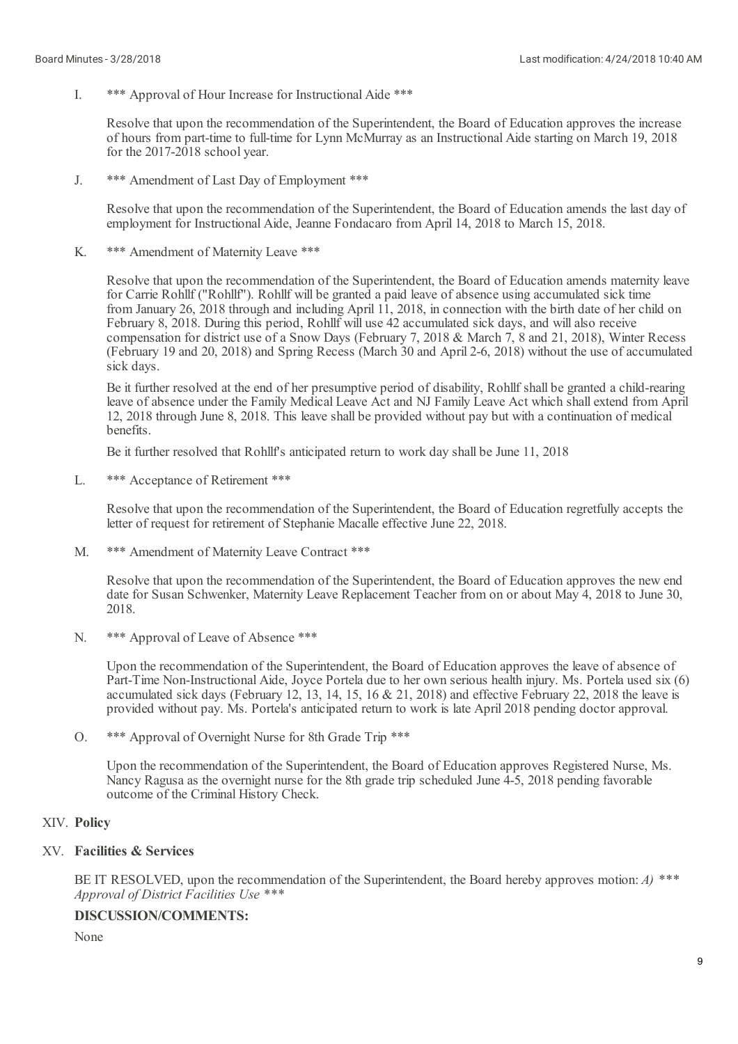I. *** Approval of Hour Increase for Instructional Aide ***

Resolve that upon the recommendation of the Superintendent, the Board of Education approves the increase of hours from part-time to full-time for Lynn McMurray as an Instructional Aide starting on March 19, 2018 for the 2017-2018 school year.

J. *** Amendment of Last Day of Employment ***

Resolve that upon the recommendation of the Superintendent, the Board of Education amends the last day of employment for Instructional Aide, Jeanne Fondacaro from April 14, 2018 to March 15, 2018.

K. *** Amendment of Maternity Leave ***

Resolve that upon the recommendation of the Superintendent, the Board of Education amends maternity leave for Carrie Rohllf ("Rohllf"). Rohllf will be granted a paid leave of absence using accumulated sick time from January 26, 2018 through and including April 11, 2018, in connection with the birth date of her child on February 8, 2018. During this period, Rohllf will use 42 accumulated sick days, and will also receive compensation for district use of a Snow Days (February 7, 2018 & March 7, 8 and 21, 2018), Winter Recess (February 19 and 20, 2018) and Spring Recess (March 30 and April 2-6, 2018) without the use of accumulated sick days.

Be it further resolved at the end of her presumptive period of disability, Rohllf shall be granted a child-rearing leave of absence under the Family Medical Leave Act and NJ Family Leave Act which shall extend from April 12, 2018 through June 8, 2018. This leave shall be provided without pay but with a continuation of medical benefits.

Be it further resolved that Rohllf's anticipated return to work day shall be June 11, 2018

L. *** Acceptance of Retirement ***

Resolve that upon the recommendation of the Superintendent, the Board of Education regretfully accepts the letter of request for retirement of Stephanie Macalle effective June 22, 2018.

M. *** Amendment of Maternity Leave Contract ***

Resolve that upon the recommendation of the Superintendent, the Board of Education approves the new end date for Susan Schwenker, Maternity Leave Replacement Teacher from on or about May 4, 2018 to June 30, 2018.

N. *** Approval of Leave of Absence ***

Upon the recommendation of the Superintendent, the Board of Education approves the leave of absence of Part-Time Non-Instructional Aide, Joyce Portela due to her own serious health injury. Ms. Portela used six (6) accumulated sick days (February 12, 13, 14, 15, 16 & 21, 2018) and effective February 22, 2018 the leave is provided without pay. Ms. Portela's anticipated return to work is late April 2018 pending doctor approval.

O. *** Approval of Overnight Nurse for 8th Grade Trip ***

Upon the recommendation of the Superintendent, the Board of Education approves Registered Nurse, Ms. Nancy Ragusa as the overnight nurse for the 8th grade trip scheduled June 4-5, 2018 pending favorable outcome of the Criminal History Check.

XIV. **Policy**

XV. **Facilities & Services**

BE IT RESOLVED, upon the recommendation of the Superintendent, the Board hereby approves motion: *A) *** Approval of District Facilities Use ****

**DISCUSSION/COMMENTS:**

None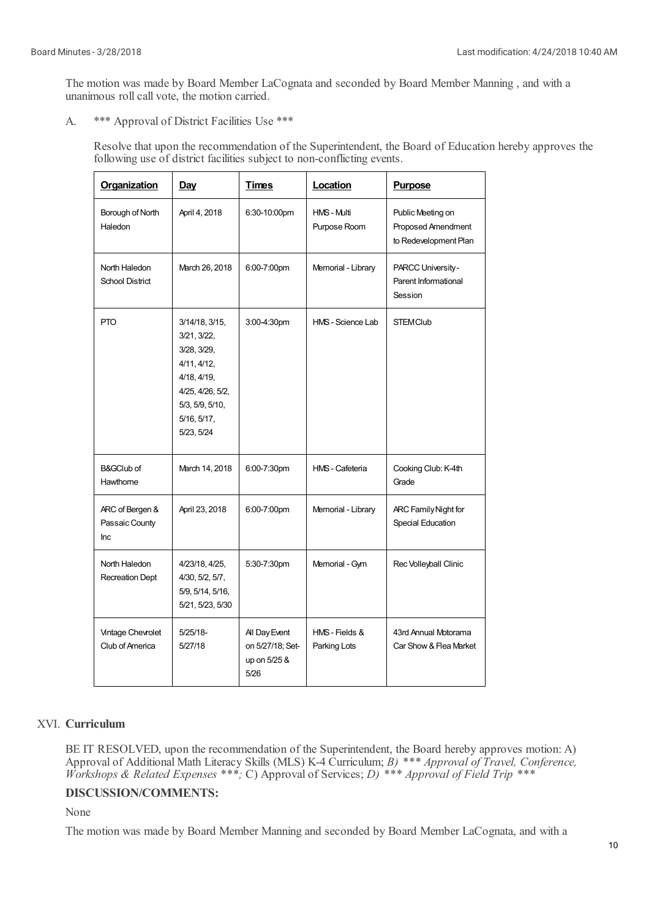The motion was made by Board Member LaCognata and seconded by Board Member Manning , and with a unanimous roll call vote, the motion carried.

A. *** Approval of District Facilities Use ***

Resolve that upon the recommendation of the Superintendent, the Board of Education hereby approves the following use of district facilities subject to non-conflicting events.

| Organization | Day | Times | Location | Purpose |
|---|---|---|---|---|
| Borough of North Haledon | April 4, 2018 | 6:30-10:00pm | HMS - Multi Purpose Room | Public Meeting on Proposed Amendment to Redevelopment Plan |
| North Haledon School District | March 26, 2018 | 6:00-7:00pm | Memorial - Library | PARCC University - Parent Informational Session |
| PTO | 3/14/18, 3/15, 3/21, 3/22, 3/28, 3/29, 4/11, 4/12, 4/18, 4/19, 4/25, 4/26, 5/2, 5/3, 5/9, 5/10, 5/16, 5/17, 5/23, 5/24 | 3:00-4:30pm | HMS - Science Lab | STEM Club |
| B&GClub of Hawthorne | March 14, 2018 | 6:00-7:30pm | HMS - Cafeteria | Cooking Club: K-4th Grade |
| ARC of Bergen & Passaic County Inc | April 23, 2018 | 6:00-7:00pm | Memorial - Library | ARC Family Night for Special Education |
| North Haledon Recreation Dept | 4/23/18, 4/25, 4/30, 5/2, 5/7, 5/9, 5/14, 5/16, 5/21, 5/23, 5/30 | 5:30-7:30pm | Memorial - Gym | Rec Volleyball Clinic |
| Vintage Chevrolet Club of America | 5/25/18-5/27/18 | All Day Event on 5/27/18; Set-up on 5/25 & 5/26 | HMS - Fields & Parking Lots | 43rd Annual Motorama Car Show & Flea Market |

## XVI. Curriculum

BE IT RESOLVED, upon the recommendation of the Superintendent, the Board hereby approves motion: A) Approval of Additional Math Literacy Skills (MLS) K-4 Curriculum; *B) *** Approval of Travel, Conference, Workshops & Related Expenses ***;* C) Approval of Services; *D) *** Approval of Field Trip ****

**DISCUSSION/COMMENTS:**

None

The motion was made by Board Member Manning and seconded by Board Member LaCognata, and with a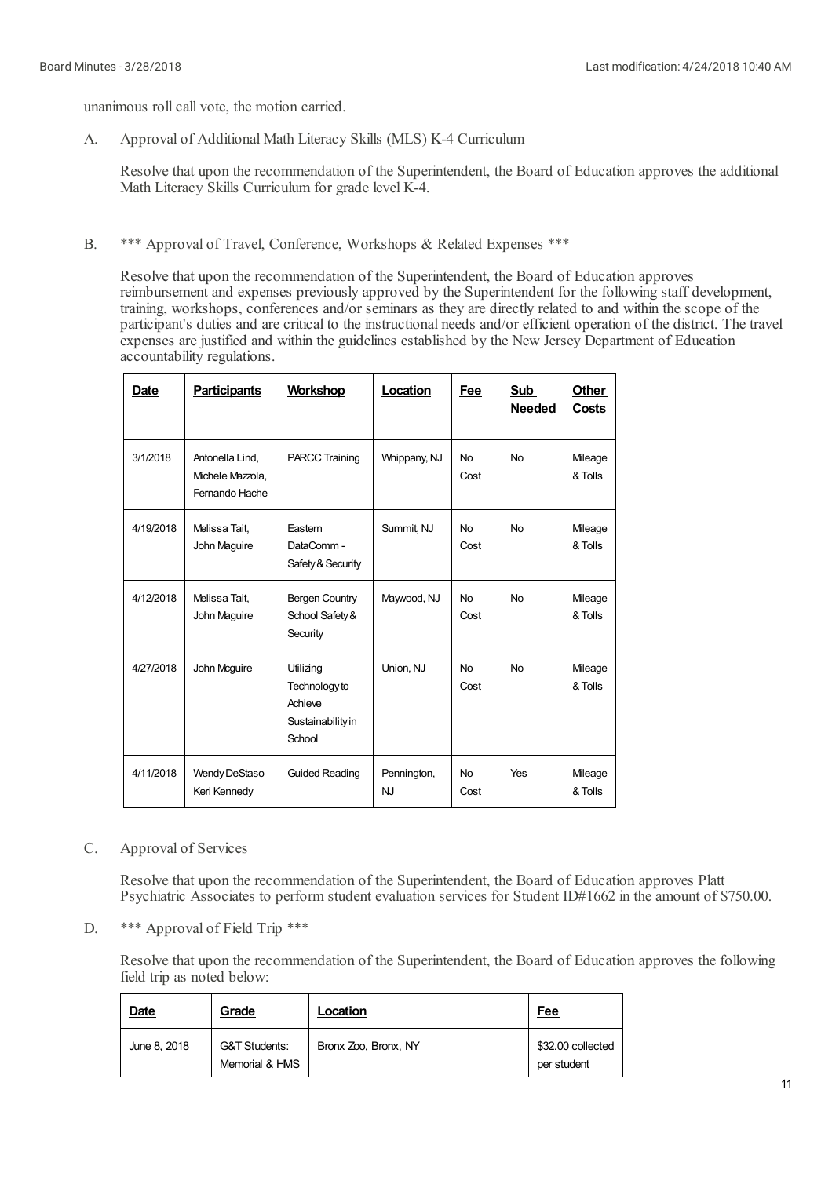unanimous roll call vote, the motion carried.

A. Approval of Additional Math Literacy Skills (MLS) K-4 Curriculum

Resolve that upon the recommendation of the Superintendent, the Board of Education approves the additional Math Literacy Skills Curriculum for grade level K-4.

B. *** Approval of Travel, Conference, Workshops & Related Expenses ***

Resolve that upon the recommendation of the Superintendent, the Board of Education approves reimbursement and expenses previously approved by the Superintendent for the following staff development, training, workshops, conferences and/or seminars as they are directly related to and within the scope of the participant's duties and are critical to the instructional needs and/or efficient operation of the district. The travel expenses are justified and within the guidelines established by the New Jersey Department of Education accountability regulations.

| Date | Participants | Workshop | Location | Fee | Sub Needed | Other Costs |
|---|---|---|---|---|---|---|
| 3/1/2018 | Antonella Lind, Michele Mazzola, Fernando Hache | PARCC Training | Whippany, NJ | No Cost | No | Mileage & Tolls |
| 4/19/2018 | Melissa Tait, John Maguire | Eastern DataComm - Safety & Security | Summit, NJ | No Cost | No | Mileage & Tolls |
| 4/12/2018 | Melissa Tait, John Maguire | Bergen Country School Safety & Security | Maywood, NJ | No Cost | No | Mileage & Tolls |
| 4/27/2018 | John Mcguire | Utilizing Technology to Achieve Sustainability in School | Union, NJ | No Cost | No | Mileage & Tolls |
| 4/11/2018 | Wendy DeStaso Keri Kennedy | Guided Reading | Pennington, NJ | No Cost | Yes | Mileage & Tolls |

C. Approval of Services

Resolve that upon the recommendation of the Superintendent, the Board of Education approves Platt Psychiatric Associates to perform student evaluation services for Student ID#1662 in the amount of $750.00.

D. *** Approval of Field Trip ***

Resolve that upon the recommendation of the Superintendent, the Board of Education approves the following field trip as noted below:

| Date | Grade | Location | Fee |
|---|---|---|---|
| June 8, 2018 | G&T Students: Memorial & HMS | Bronx Zoo, Bronx, NY | $32.00 collected per student |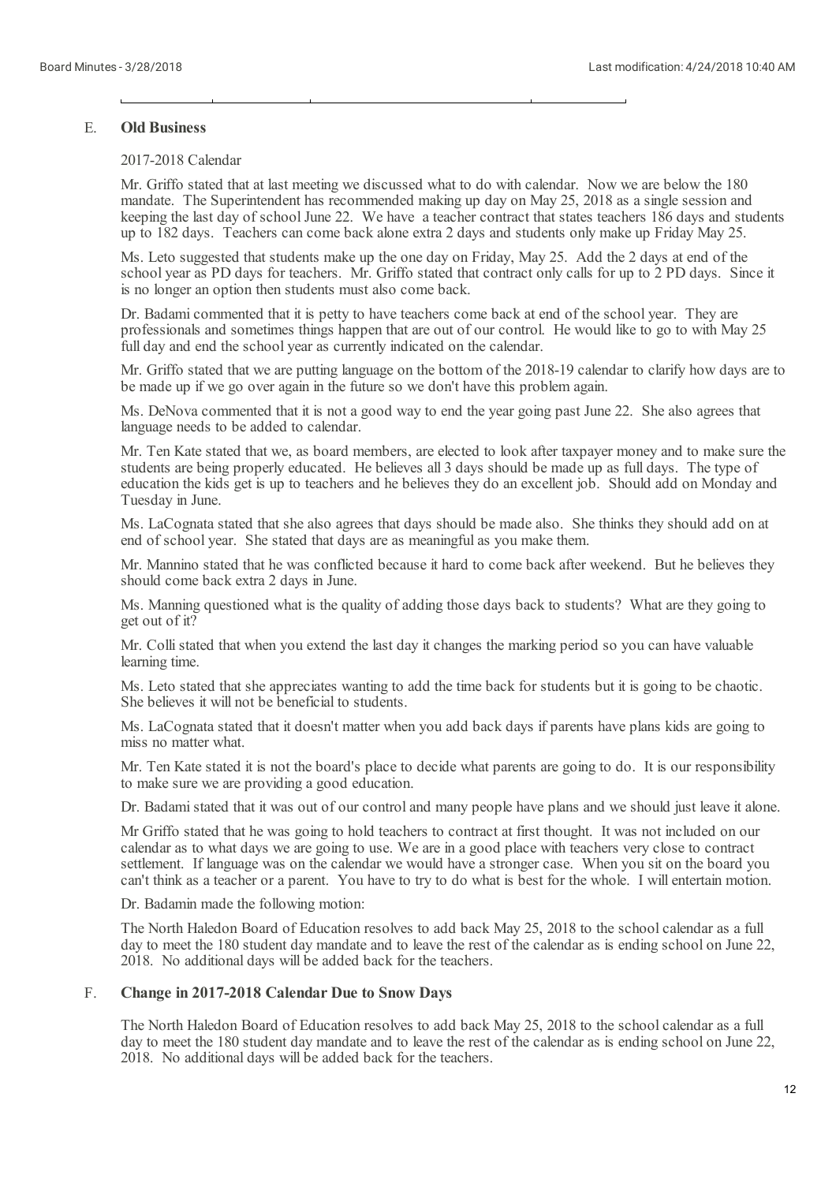## E. Old Business

2017-2018 Calendar

Mr. Griffo stated that at last meeting we discussed what to do with calendar. Now we are below the 180 mandate. The Superintendent has recommended making up day on May 25, 2018 as a single session and keeping the last day of school June 22. We have a teacher contract that states teachers 186 days and students up to 182 days. Teachers can come back alone extra 2 days and students only make up Friday May 25.

Ms. Leto suggested that students make up the one day on Friday, May 25. Add the 2 days at end of the school year as PD days for teachers. Mr. Griffo stated that contract only calls for up to 2 PD days. Since it is no longer an option then students must also come back.

Dr. Badami commented that it is petty to have teachers come back at end of the school year. They are professionals and sometimes things happen that are out of our control. He would like to go to with May 25 full day and end the school year as currently indicated on the calendar.

Mr. Griffo stated that we are putting language on the bottom of the 2018-19 calendar to clarify how days are to be made up if we go over again in the future so we don't have this problem again.

Ms. DeNova commented that it is not a good way to end the year going past June 22. She also agrees that language needs to be added to calendar.

Mr. Ten Kate stated that we, as board members, are elected to look after taxpayer money and to make sure the students are being properly educated. He believes all 3 days should be made up as full days. The type of education the kids get is up to teachers and he believes they do an excellent job. Should add on Monday and Tuesday in June.

Ms. LaCognata stated that she also agrees that days should be made also. She thinks they should add on at end of school year. She stated that days are as meaningful as you make them.

Mr. Mannino stated that he was conflicted because it hard to come back after weekend. But he believes they should come back extra 2 days in June.

Ms. Manning questioned what is the quality of adding those days back to students? What are they going to get out of it?

Mr. Colli stated that when you extend the last day it changes the marking period so you can have valuable learning time.

Ms. Leto stated that she appreciates wanting to add the time back for students but it is going to be chaotic. She believes it will not be beneficial to students.

Ms. LaCognata stated that it doesn't matter when you add back days if parents have plans kids are going to miss no matter what.

Mr. Ten Kate stated it is not the board's place to decide what parents are going to do. It is our responsibility to make sure we are providing a good education.

Dr. Badami stated that it was out of our control and many people have plans and we should just leave it alone.

Mr Griffo stated that he was going to hold teachers to contract at first thought. It was not included on our calendar as to what days we are going to use. We are in a good place with teachers very close to contract settlement. If language was on the calendar we would have a stronger case. When you sit on the board you can't think as a teacher or a parent. You have to try to do what is best for the whole. I will entertain motion.

Dr. Badamin made the following motion:

The North Haledon Board of Education resolves to add back May 25, 2018 to the school calendar as a full day to meet the 180 student day mandate and to leave the rest of the calendar as is ending school on June 22, 2018. No additional days will be added back for the teachers.

## F. Change in 2017-2018 Calendar Due to Snow Days

The North Haledon Board of Education resolves to add back May 25, 2018 to the school calendar as a full day to meet the 180 student day mandate and to leave the rest of the calendar as is ending school on June 22, 2018. No additional days will be added back for the teachers.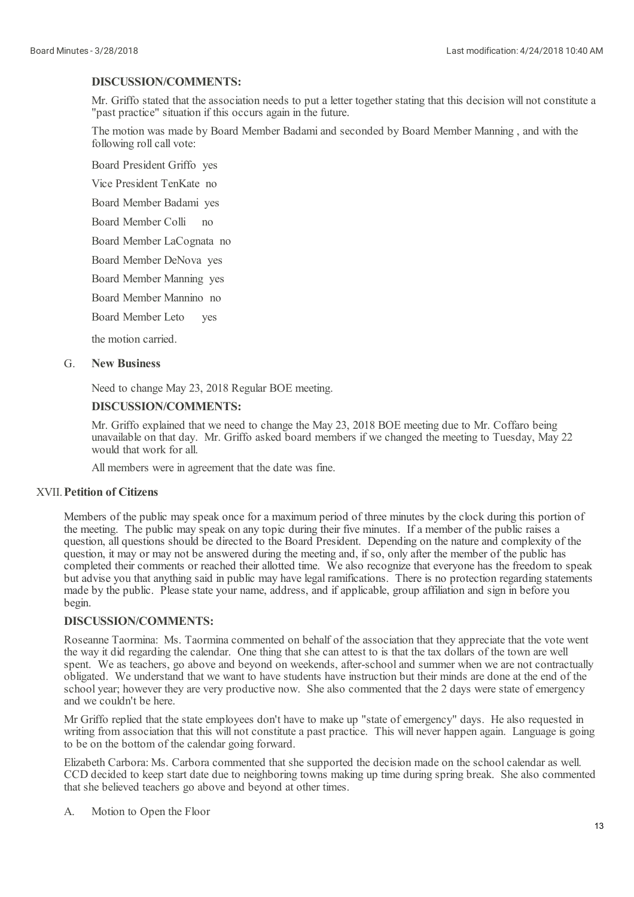**DISCUSSION/COMMENTS:**

Mr. Griffo stated that the association needs to put a letter together stating that this decision will not constitute a "past practice" situation if this occurs again in the future.

The motion was made by Board Member Badami and seconded by Board Member Manning , and with the following roll call vote:

Board President Griffo yes

Vice President TenKate no

Board Member Badami yes

Board Member Colli no

Board Member LaCognata no

Board Member DeNova yes

Board Member Manning yes

Board Member Mannino no

Board Member Leto yes

the motion carried.

G. **New Business**

Need to change May 23, 2018 Regular BOE meeting.

**DISCUSSION/COMMENTS:**

Mr. Griffo explained that we need to change the May 23, 2018 BOE meeting due to Mr. Coffaro being unavailable on that day. Mr. Griffo asked board members if we changed the meeting to Tuesday, May 22 would that work for all.

All members were in agreement that the date was fine.

XVII. **Petition of Citizens**

Members of the public may speak once for a maximum period of three minutes by the clock during this portion of the meeting. The public may speak on any topic during their five minutes. If a member of the public raises a question, all questions should be directed to the Board President. Depending on the nature and complexity of the question, it may or may not be answered during the meeting and, if so, only after the member of the public has completed their comments or reached their allotted time. We also recognize that everyone has the freedom to speak but advise you that anything said in public may have legal ramifications. There is no protection regarding statements made by the public. Please state your name, address, and if applicable, group affiliation and sign in before you begin.

**DISCUSSION/COMMENTS:**

Roseanne Taormina: Ms. Taormina commented on behalf of the association that they appreciate that the vote went the way it did regarding the calendar. One thing that she can attest to is that the tax dollars of the town are well spent. We as teachers, go above and beyond on weekends, after-school and summer when we are not contractually obligated. We understand that we want to have students have instruction but their minds are done at the end of the school year; however they are very productive now. She also commented that the 2 days were state of emergency and we couldn't be here.

Mr Griffo replied that the state employees don't have to make up "state of emergency" days. He also requested in writing from association that this will not constitute a past practice. This will never happen again. Language is going to be on the bottom of the calendar going forward.

Elizabeth Carbora: Ms. Carbora commented that she supported the decision made on the school calendar as well. CCD decided to keep start date due to neighboring towns making up time during spring break. She also commented that she believed teachers go above and beyond at other times.

A. Motion to Open the Floor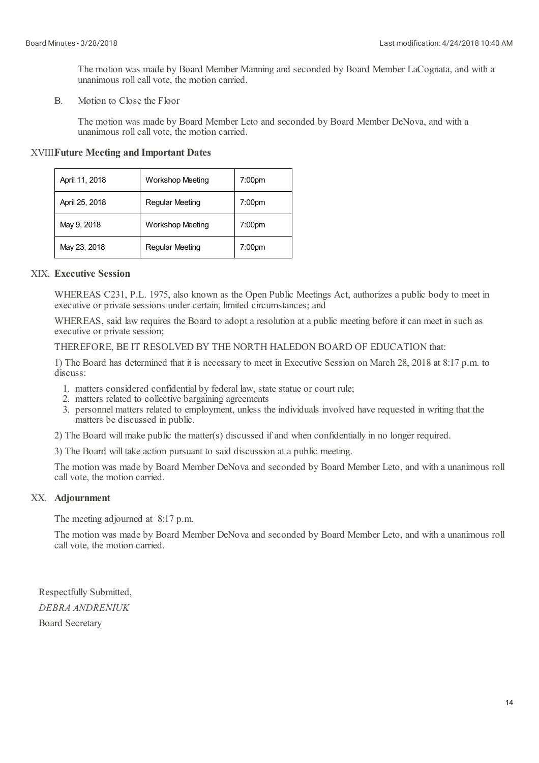The motion was made by Board Member Manning and seconded by Board Member LaCognata, and with a unanimous roll call vote, the motion carried.

B. Motion to Close the Floor

The motion was made by Board Member Leto and seconded by Board Member DeNova, and with a unanimous roll call vote, the motion carried.

## XVIII **Future Meeting and Important Dates**

| | | |
|---|---|---|
| April 11, 2018 | Workshop Meeting | 7:00pm |
| April 25, 2018 | Regular Meeting | 7:00pm |
| May 9, 2018 | Workshop Meeting | 7:00pm |
| May 23, 2018 | Regular Meeting | 7:00pm |

## XIX. **Executive Session**

WHEREAS C231, P.L. 1975, also known as the Open Public Meetings Act, authorizes a public body to meet in executive or private sessions under certain, limited circumstances; and

WHEREAS, said law requires the Board to adopt a resolution at a public meeting before it can meet in such as executive or private session;

THEREFORE, BE IT RESOLVED BY THE NORTH HALEDON BOARD OF EDUCATION that:

1) The Board has determined that it is necessary to meet in Executive Session on March 28, 2018 at 8:17 p.m. to discuss:

1. matters considered confidential by federal law, state statue or court rule;
2. matters related to collective bargaining agreements
3. personnel matters related to employment, unless the individuals involved have requested in writing that the matters be discussed in public.

2) The Board will make public the matter(s) discussed if and when confidentially in no longer required.

3) The Board will take action pursuant to said discussion at a public meeting.

The motion was made by Board Member DeNova and seconded by Board Member Leto, and with a unanimous roll call vote, the motion carried.

## XX. **Adjournment**

The meeting adjourned at 8:17 p.m.

The motion was made by Board Member DeNova and seconded by Board Member Leto, and with a unanimous roll call vote, the motion carried.

Respectfully Submitted,

*DEBRA ANDRENIUK*

Board Secretary